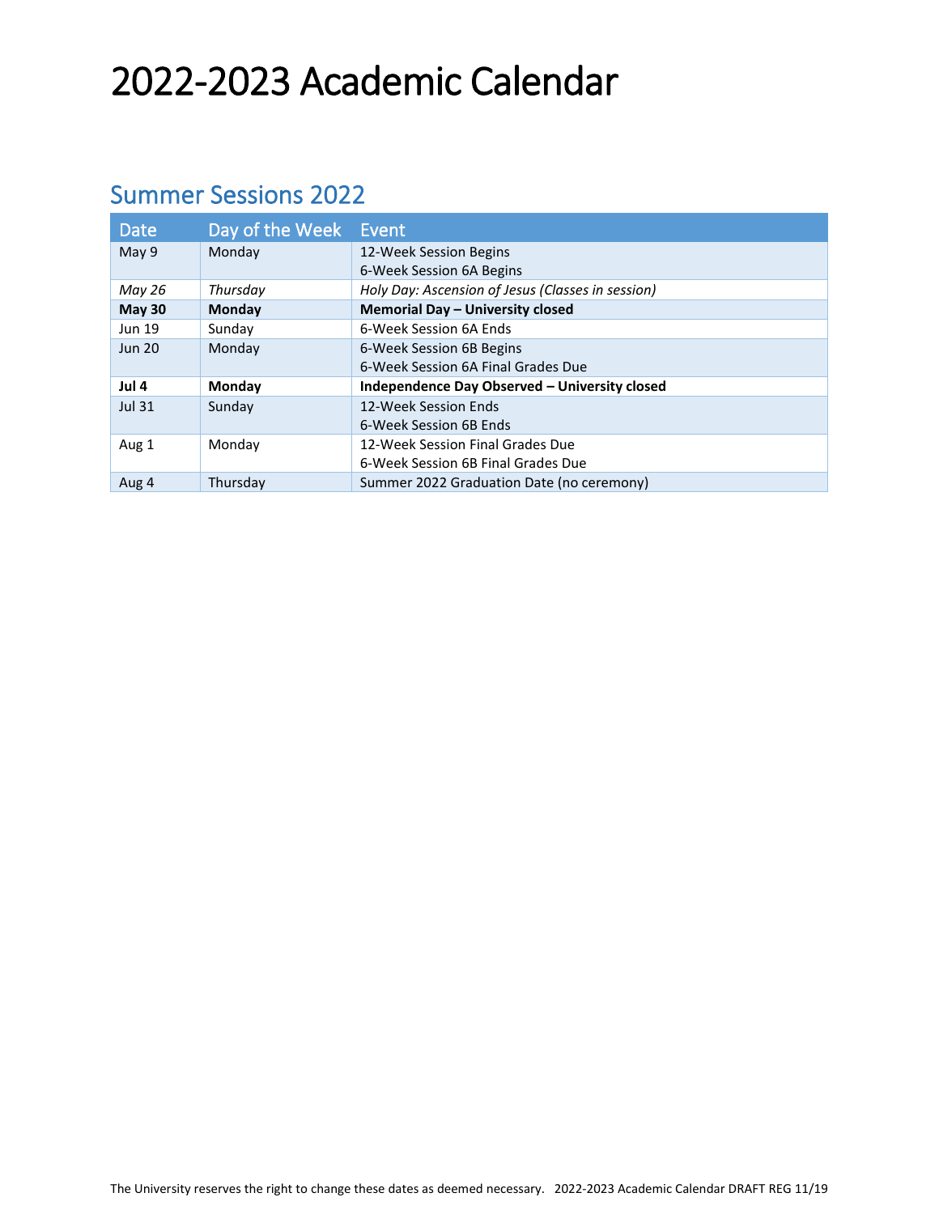# 2022-2023 Academic Calendar

## Summer Sessions 2022

| Date | Day of the Week | Event |
|---|---|---|
| May 9 | Monday | 12-Week Session Begins<br>6-Week Session 6A Begins |
| *May 26* | *Thursday* | *Holy Day: Ascension of Jesus (Classes in session)* |
| **May 30** | **Monday** | **Memorial Day – University closed** |
| Jun 19 | Sunday | 6-Week Session 6A Ends |
| Jun 20 | Monday | 6-Week Session 6B Begins<br>6-Week Session 6A Final Grades Due |
| **Jul 4** | **Monday** | **Independence Day Observed – University closed** |
| Jul 31 | Sunday | 12-Week Session Ends<br>6-Week Session 6B Ends |
| Aug 1 | Monday | 12-Week Session Final Grades Due<br>6-Week Session 6B Final Grades Due |
| Aug 4 | Thursday | Summer 2022 Graduation Date (no ceremony) |

The University reserves the right to change these dates as deemed necessary. 2022-2023 Academic Calendar DRAFT REG 11/19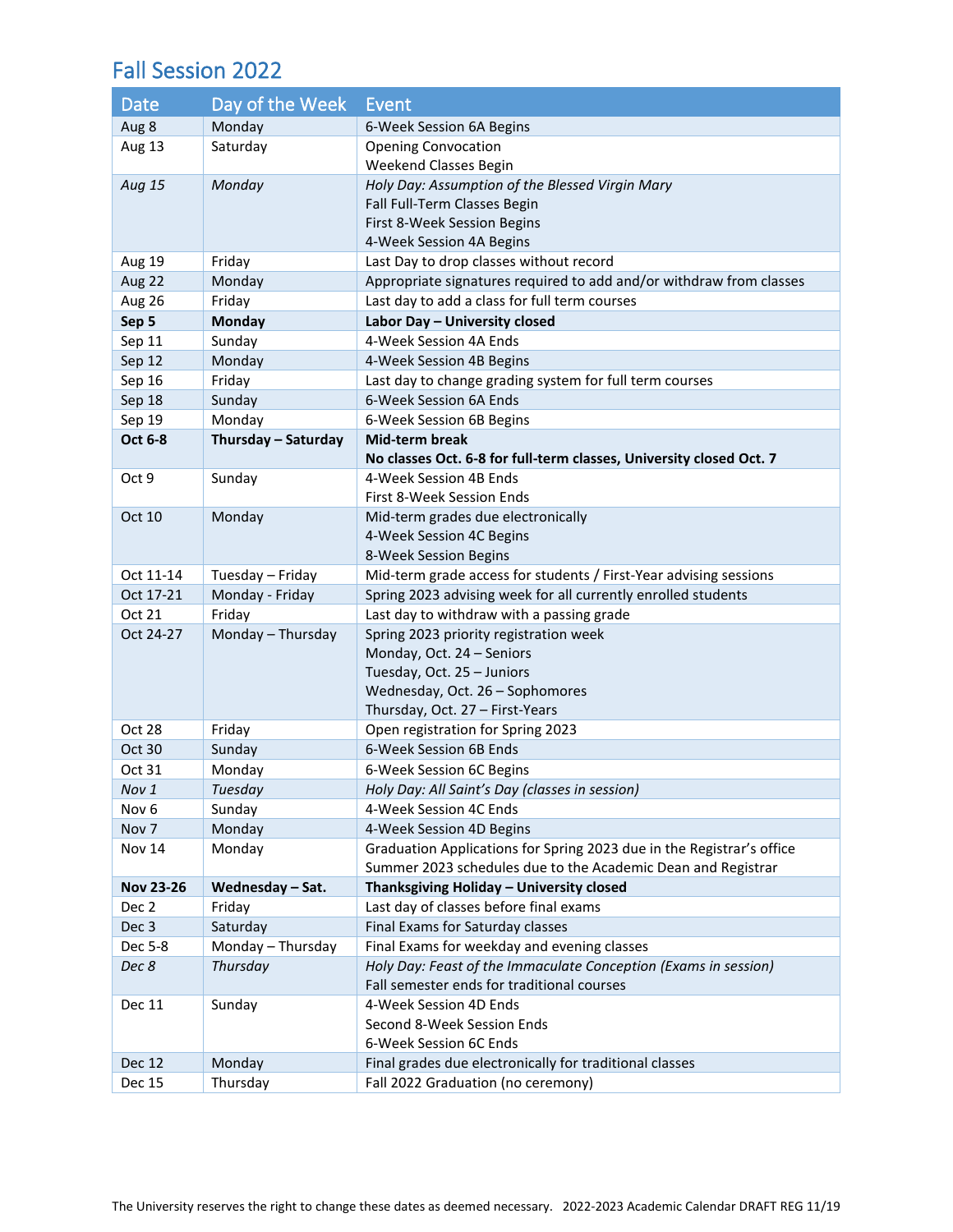## Fall Session 2022

| Date | Day of the Week | Event |
|---|---|---|
| Aug 8 | Monday | 6-Week Session 6A Begins |
| Aug 13 | Saturday | Opening Convocation<br>Weekend Classes Begin |
| *Aug 15* | *Monday* | *Holy Day: Assumption of the Blessed Virgin Mary*<br>Fall Full-Term Classes Begin<br>First 8-Week Session Begins<br>4-Week Session 4A Begins |
| Aug 19 | Friday | Last Day to drop classes without record |
| Aug 22 | Monday | Appropriate signatures required to add and/or withdraw from classes |
| Aug 26 | Friday | Last day to add a class for full term courses |
| **Sep 5** | **Monday** | **Labor Day – University closed** |
| Sep 11 | Sunday | 4-Week Session 4A Ends |
| Sep 12 | Monday | 4-Week Session 4B Begins |
| Sep 16 | Friday | Last day to change grading system for full term courses |
| Sep 18 | Sunday | 6-Week Session 6A Ends |
| Sep 19 | Monday | 6-Week Session 6B Begins |
| **Oct 6-8** | **Thursday – Saturday** | **Mid-term break**<br>**No classes Oct. 6-8 for full-term classes, University closed Oct. 7** |
| Oct 9 | Sunday | 4-Week Session 4B Ends<br>First 8-Week Session Ends |
| Oct 10 | Monday | Mid-term grades due electronically<br>4-Week Session 4C Begins<br>8-Week Session Begins |
| Oct 11-14 | Tuesday – Friday | Mid-term grade access for students / First-Year advising sessions |
| Oct 17-21 | Monday - Friday | Spring 2023 advising week for all currently enrolled students |
| Oct 21 | Friday | Last day to withdraw with a passing grade |
| Oct 24-27 | Monday – Thursday | Spring 2023 priority registration week<br>Monday, Oct. 24 – Seniors<br>Tuesday, Oct. 25 – Juniors<br>Wednesday, Oct. 26 – Sophomores<br>Thursday, Oct. 27 – First-Years |
| Oct 28 | Friday | Open registration for Spring 2023 |
| Oct 30 | Sunday | 6-Week Session 6B Ends |
| Oct 31 | Monday | 6-Week Session 6C Begins |
| *Nov 1* | *Tuesday* | *Holy Day: All Saint's Day (classes in session)* |
| Nov 6 | Sunday | 4-Week Session 4C Ends |
| Nov 7 | Monday | 4-Week Session 4D Begins |
| Nov 14 | Monday | Graduation Applications for Spring 2023 due in the Registrar's office<br>Summer 2023 schedules due to the Academic Dean and Registrar |
| **Nov 23-26** | **Wednesday – Sat.** | **Thanksgiving Holiday – University closed** |
| Dec 2 | Friday | Last day of classes before final exams |
| Dec 3 | Saturday | Final Exams for Saturday classes |
| Dec 5-8 | Monday – Thursday | Final Exams for weekday and evening classes |
| *Dec 8* | *Thursday* | *Holy Day: Feast of the Immaculate Conception (Exams in session)*<br>Fall semester ends for traditional courses |
| Dec 11 | Sunday | 4-Week Session 4D Ends<br>Second 8-Week Session Ends<br>6-Week Session 6C Ends |
| Dec 12 | Monday | Final grades due electronically for traditional classes |
| Dec 15 | Thursday | Fall 2022 Graduation (no ceremony) |

The University reserves the right to change these dates as deemed necessary. 2022-2023 Academic Calendar DRAFT REG 11/19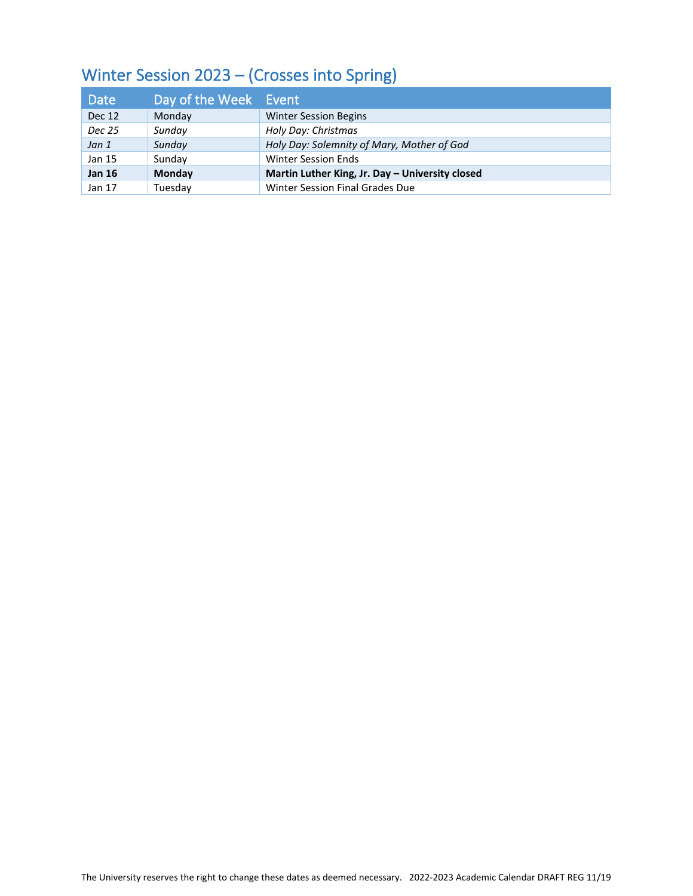## Winter Session 2023 – (Crosses into Spring)

| Date | Day of the Week | Event |
|---|---|---|
| Dec 12 | Monday | Winter Session Begins |
| *Dec 25* | *Sunday* | *Holy Day: Christmas* |
| *Jan 1* | *Sunday* | *Holy Day: Solemnity of Mary, Mother of God* |
| Jan 15 | Sunday | Winter Session Ends |
| **Jan 16** | **Monday** | **Martin Luther King, Jr. Day – University closed** |
| Jan 17 | Tuesday | Winter Session Final Grades Due |

The University reserves the right to change these dates as deemed necessary. 2022-2023 Academic Calendar DRAFT REG 11/19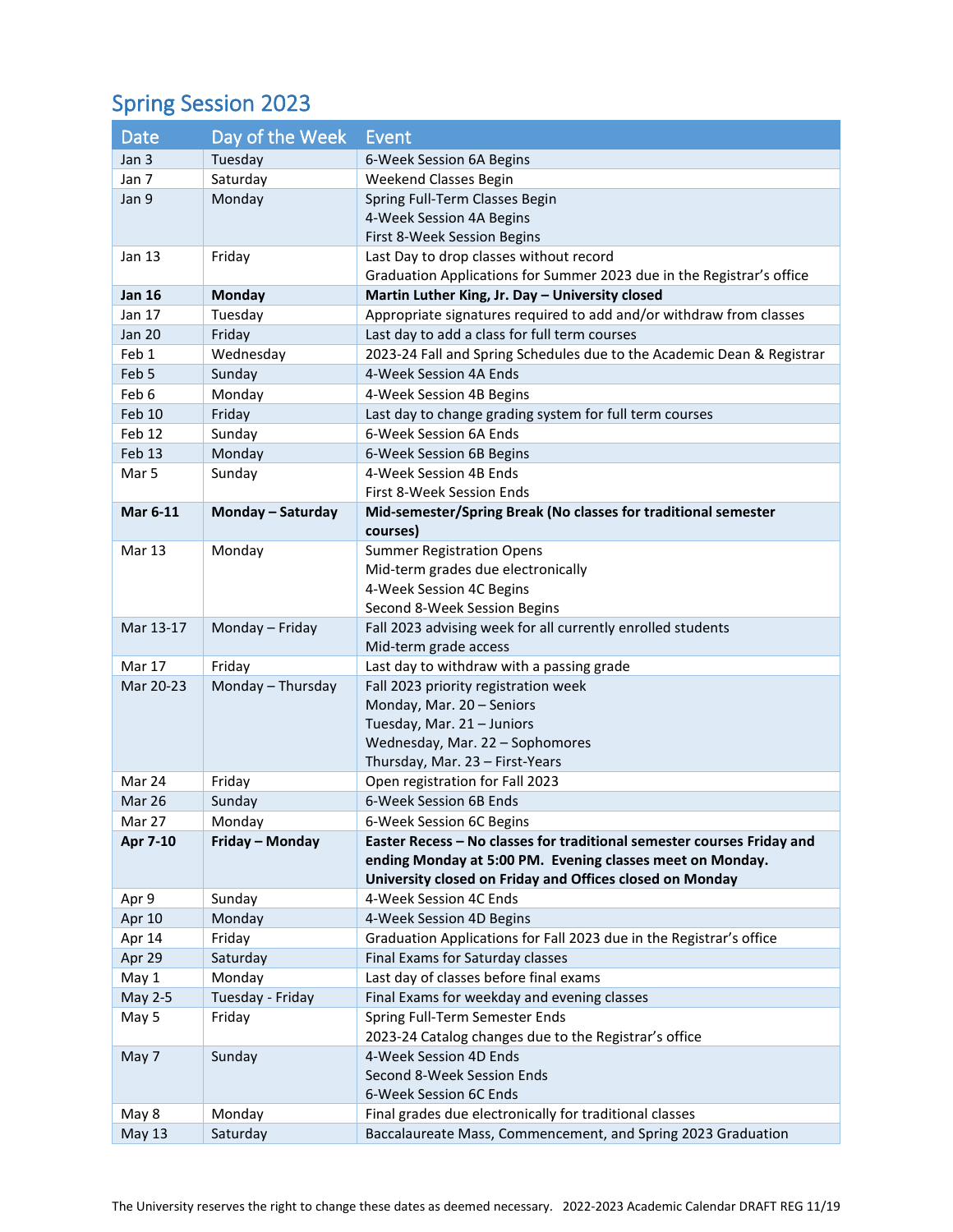## Spring Session 2023

| Date | Day of the Week | Event |
|---|---|---|
| Jan 3 | Tuesday | 6-Week Session 6A Begins |
| Jan 7 | Saturday | Weekend Classes Begin |
| Jan 9 | Monday | Spring Full-Term Classes Begin<br>4-Week Session 4A Begins<br>First 8-Week Session Begins |
| Jan 13 | Friday | Last Day to drop classes without record<br>Graduation Applications for Summer 2023 due in the Registrar's office |
| **Jan 16** | **Monday** | **Martin Luther King, Jr. Day – University closed** |
| Jan 17 | Tuesday | Appropriate signatures required to add and/or withdraw from classes |
| Jan 20 | Friday | Last day to add a class for full term courses |
| Feb 1 | Wednesday | 2023-24 Fall and Spring Schedules due to the Academic Dean & Registrar |
| Feb 5 | Sunday | 4-Week Session 4A Ends |
| Feb 6 | Monday | 4-Week Session 4B Begins |
| Feb 10 | Friday | Last day to change grading system for full term courses |
| Feb 12 | Sunday | 6-Week Session 6A Ends |
| Feb 13 | Monday | 6-Week Session 6B Begins |
| Mar 5 | Sunday | 4-Week Session 4B Ends<br>First 8-Week Session Ends |
| **Mar 6-11** | **Monday – Saturday** | **Mid-semester/Spring Break (No classes for traditional semester courses)** |
| Mar 13 | Monday | Summer Registration Opens<br>Mid-term grades due electronically<br>4-Week Session 4C Begins<br>Second 8-Week Session Begins |
| Mar 13-17 | Monday – Friday | Fall 2023 advising week for all currently enrolled students<br>Mid-term grade access |
| Mar 17 | Friday | Last day to withdraw with a passing grade |
| Mar 20-23 | Monday – Thursday | Fall 2023 priority registration week<br>Monday, Mar. 20 – Seniors<br>Tuesday, Mar. 21 – Juniors<br>Wednesday, Mar. 22 – Sophomores<br>Thursday, Mar. 23 – First-Years |
| Mar 24 | Friday | Open registration for Fall 2023 |
| Mar 26 | Sunday | 6-Week Session 6B Ends |
| Mar 27 | Monday | 6-Week Session 6C Begins |
| **Apr 7-10** | **Friday – Monday** | **Easter Recess – No classes for traditional semester courses Friday and ending Monday at 5:00 PM. Evening classes meet on Monday. University closed on Friday and Offices closed on Monday** |
| Apr 9 | Sunday | 4-Week Session 4C Ends |
| Apr 10 | Monday | 4-Week Session 4D Begins |
| Apr 14 | Friday | Graduation Applications for Fall 2023 due in the Registrar's office |
| Apr 29 | Saturday | Final Exams for Saturday classes |
| May 1 | Monday | Last day of classes before final exams |
| May 2-5 | Tuesday - Friday | Final Exams for weekday and evening classes |
| May 5 | Friday | Spring Full-Term Semester Ends<br>2023-24 Catalog changes due to the Registrar's office |
| May 7 | Sunday | 4-Week Session 4D Ends<br>Second 8-Week Session Ends<br>6-Week Session 6C Ends |
| May 8 | Monday | Final grades due electronically for traditional classes |
| May 13 | Saturday | Baccalaureate Mass, Commencement, and Spring 2023 Graduation |

The University reserves the right to change these dates as deemed necessary. 2022-2023 Academic Calendar DRAFT REG 11/19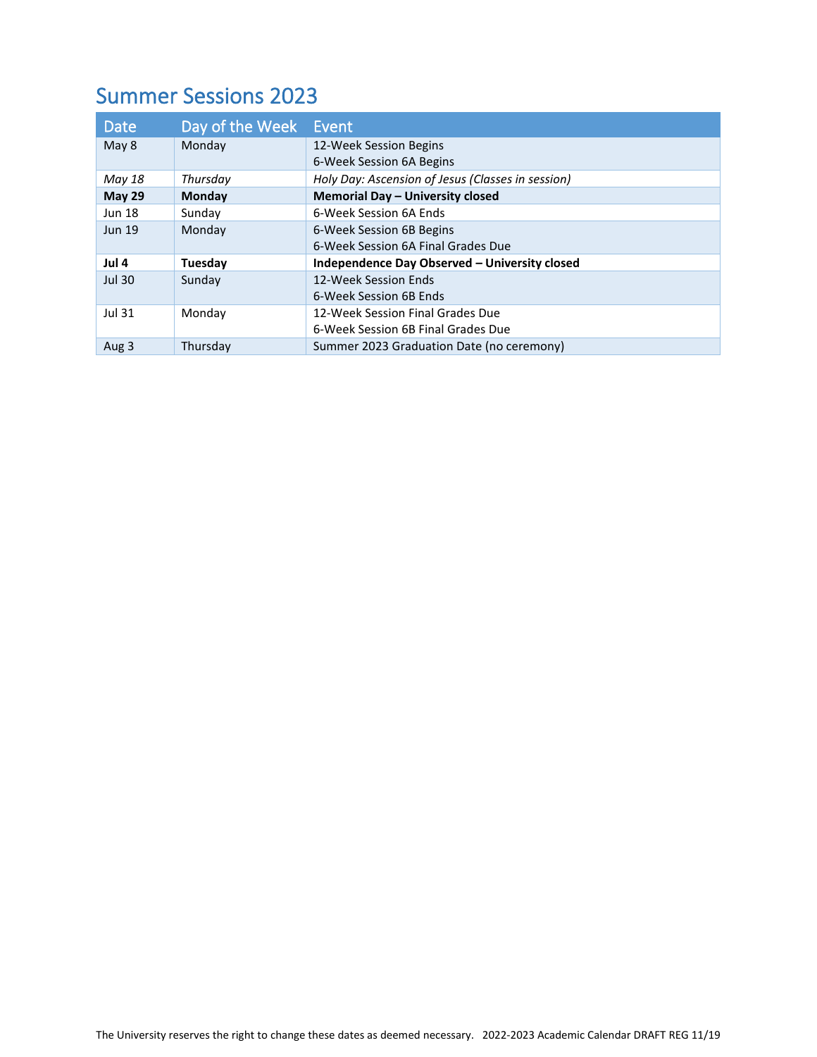# Summer Sessions 2023

| Date | Day of the Week | Event |
|---|---|---|
| May 8 | Monday | 12-Week Session Begins<br>6-Week Session 6A Begins |
| *May 18* | *Thursday* | *Holy Day: Ascension of Jesus (Classes in session)* |
| **May 29** | **Monday** | **Memorial Day – University closed** |
| Jun 18 | Sunday | 6-Week Session 6A Ends |
| Jun 19 | Monday | 6-Week Session 6B Begins<br>6-Week Session 6A Final Grades Due |
| **Jul 4** | **Tuesday** | **Independence Day Observed – University closed** |
| Jul 30 | Sunday | 12-Week Session Ends<br>6-Week Session 6B Ends |
| Jul 31 | Monday | 12-Week Session Final Grades Due<br>6-Week Session 6B Final Grades Due |
| Aug 3 | Thursday | Summer 2023 Graduation Date (no ceremony) |

The University reserves the right to change these dates as deemed necessary. 2022-2023 Academic Calendar DRAFT REG 11/19